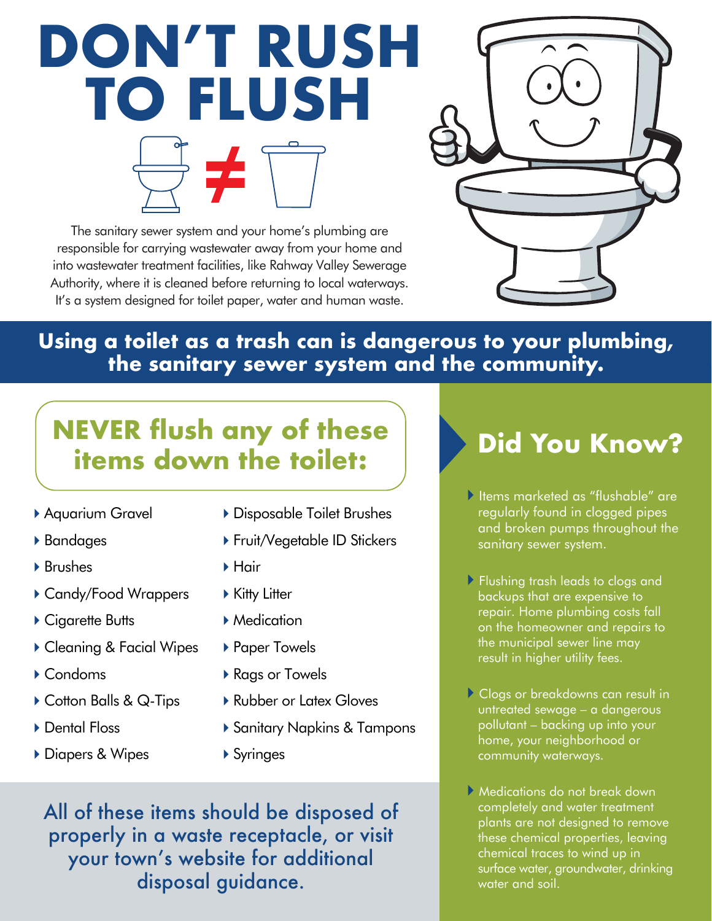# DON'T RUSH TO FLUSH

The sanitary sewer system and your home's plumbing are responsible for carrying wastewater away from your home and into wastewater treatment facilities, like Rahway Valley Sewerage Authority, where it is cleaned before returning to local waterways. It's a system designed for toilet paper, water and human waste.

**Using a toilet as a trash can is dangerous to your plumbing, the sanitary sewer system and the community.**

## NEVER flush any of these items down the toilet:

- Aquarium Gravel
- Bandages
- Brushes
- Candy/Food Wrappers
- Cigarette Butts
- Cleaning & Facial Wipes
- Condoms
- Cotton Balls & Q-Tips
- Dental Floss
- Diapers & Wipes
- Disposable Toilet Brushes
- Fruit/Vegetable ID Stickers
- Hair
- Kitty Litter
- Medication
- Paper Towels
- Rags or Towels
- Rubber or Latex Gloves
- Sanitary Napkins & Tampons
- Syringes

All of these items should be disposed of properly in a waste receptacle, or visit your town's website for additional disposal guidance.

## Did You Know?

- Items marketed as "flushable" are regularly found in clogged pipes and broken pumps throughout the sanitary sewer system.
- Flushing trash leads to clogs and backups that are expensive to repair. Home plumbing costs fall on the homeowner and repairs to the municipal sewer line may result in higher utility fees.
- Clogs or breakdowns can result in untreated sewage – a dangerous pollutant – backing up into your home, your neighborhood or community waterways.
- Medications do not break down completely and water treatment plants are not designed to remove these chemical properties, leaving chemical traces to wind up in surface water, groundwater, drinking water and soil.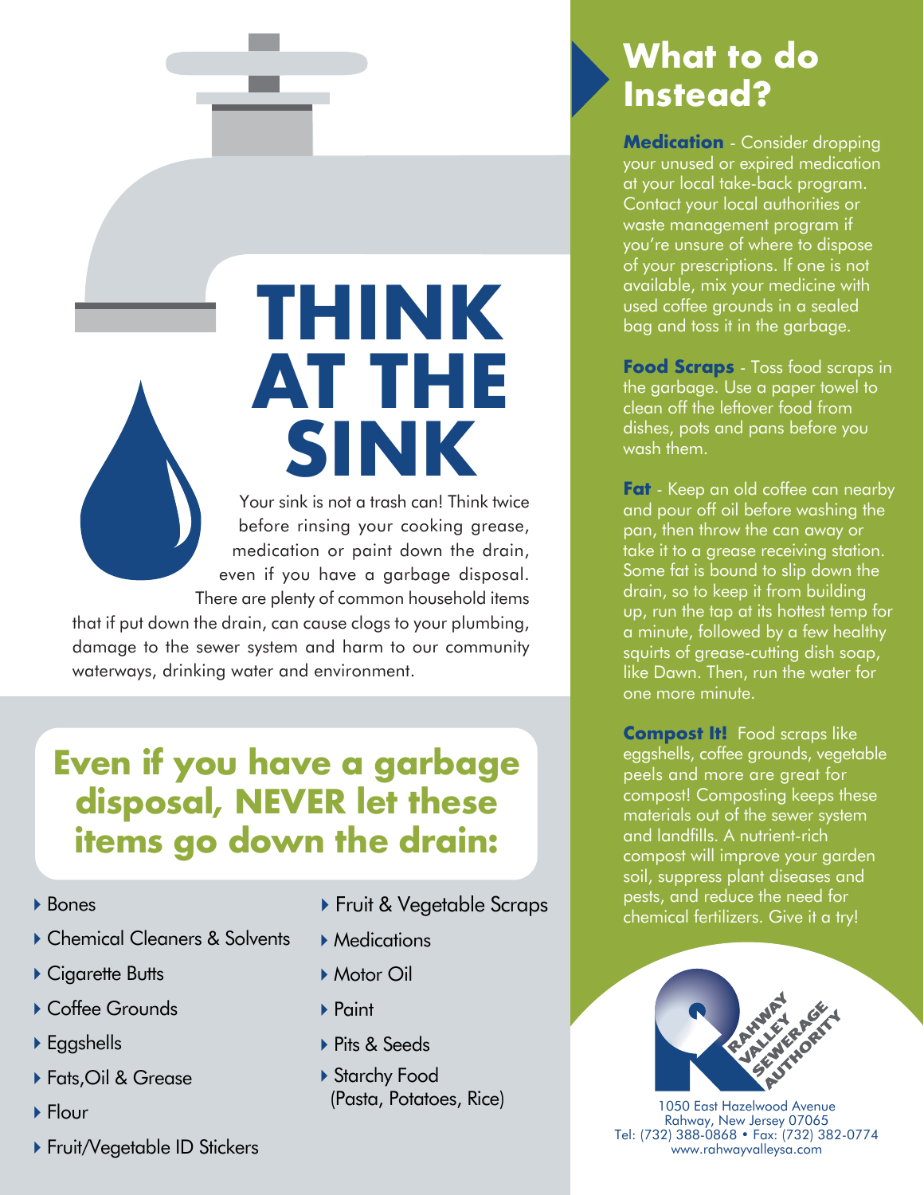# THINK AT THE SINK

Your sink is not a trash can! Think twice before rinsing your cooking grease, medication or paint down the drain, even if you have a garbage disposal. There are plenty of common household items that if put down the drain, can cause clogs to your plumbing, damage to the sewer system and harm to our community waterways, drinking water and environment.

## Even if you have a garbage disposal, NEVER let these items go down the drain:

- Bones
- Chemical Cleaners & Solvents
- Cigarette Butts
- Coffee Grounds
- Eggshells
- Fats,Oil & Grease
- Flour
- Fruit/Vegetable ID Stickers
- Fruit & Vegetable Scraps
- Medications
- Motor Oil
- Paint
- Pits & Seeds
- Starchy Food (Pasta, Potatoes, Rice)

## What to do Instead?

**Medication** - Consider dropping your unused or expired medication at your local take-back program. Contact your local authorities or waste management program if you're unsure of where to dispose of your prescriptions. If one is not available, mix your medicine with used coffee grounds in a sealed bag and toss it in the garbage.

**Food Scraps** - Toss food scraps in the garbage. Use a paper towel to clean off the leftover food from dishes, pots and pans before you wash them.

**Fat** - Keep an old coffee can nearby and pour off oil before washing the pan, then throw the can away or take it to a grease receiving station. Some fat is bound to slip down the drain, so to keep it from building up, run the tap at its hottest temp for a minute, followed by a few healthy squirts of grease-cutting dish soap, like Dawn. Then, run the water for one more minute.

**Compost It!** Food scraps like eggshells, coffee grounds, vegetable peels and more are great for compost! Composting keeps these materials out of the sewer system and landfills. A nutrient-rich compost will improve your garden soil, suppress plant diseases and pests, and reduce the need for chemical fertilizers. Give it a try!

Rahway Valley Sewerage Authority

1050 East Hazelwood Avenue
Rahway, New Jersey 07065
Tel: (732) 388-0868 • Fax: (732) 382-0774
www.rahwayvalleysa.com